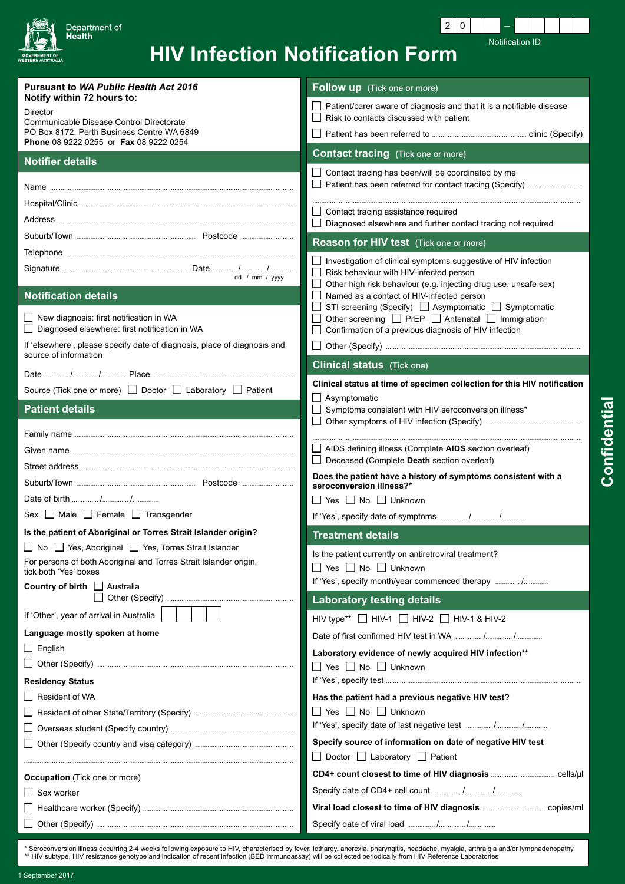Department of Health
GOVERNMENT OF WESTERN AUSTRALIA

# HIV Infection Notification Form

Notification ID: 2 0 _ _ – _ _ _ _ _

**Confidential**

**Pursuant to *WA Public Health Act 2016***
**Notify within 72 hours to:**

Director
Communicable Disease Control Directorate
PO Box 8172, Perth Business Centre WA 6849
**Phone** 08 9222 0255 or **Fax** 08 9222 0254

## Notifier details

Name ..............................

Hospital/Clinic ..............................

Address ..............................

Suburb/Town .............................. Postcode ..............................

Telephone ..............................

Signature .............................. Date ....../....../...... (dd / mm / yyyy)

## Notification details

- ☐ New diagnosis: first notification in WA
- ☐ Diagnosed elsewhere: first notification in WA

If 'elsewhere', please specify date of diagnosis, place of diagnosis and source of information

Date ....../....../...... Place ..............................

Source (Tick one or more) ☐ Doctor ☐ Laboratory ☐ Patient

## Patient details

Family name ..............................

Given name ..............................

Street address ..............................

Suburb/Town .............................. Postcode ..............................

Date of birth ....../....../......

Sex ☐ Male ☐ Female ☐ Transgender

**Is the patient of Aboriginal or Torres Strait Islander origin?**

☐ No ☐ Yes, Aboriginal ☐ Yes, Torres Strait Islander

For persons of both Aboriginal and Torres Strait Islander origin, tick both 'Yes' boxes

**Country of birth** ☐ Australia
☐ Other (Specify) ..............................

If 'Other', year of arrival in Australia ☐☐☐☐

**Language mostly spoken at home**

- ☐ English
- ☐ Other (Specify) ..............................

**Residency Status**

- ☐ Resident of WA
- ☐ Resident of other State/Territory (Specify) ..............................
- ☐ Overseas student (Specify country) ..............................
- ☐ Other (Specify country and visa category) ..............................

..............................

**Occupation** (Tick one or more)

- ☐ Sex worker
- ☐ Healthcare worker (Specify) ..............................
- ☐ Other (Specify) ..............................

## Follow up (Tick one or more)

- ☐ Patient/carer aware of diagnosis and that it is a notifiable disease
- ☐ Risk to contacts discussed with patient
- ☐ Patient has been referred to .............................. clinic (Specify)

## Contact tracing (Tick one or more)

- ☐ Contact tracing has been/will be coordinated by me
- ☐ Patient has been referred for contact tracing (Specify) ..............................

..............................

- ☐ Contact tracing assistance required
- ☐ Diagnosed elsewhere and further contact tracing not required

## Reason for HIV test (Tick one or more)

- ☐ Investigation of clinical symptoms suggestive of HIV infection
- ☐ Risk behaviour with HIV-infected person
- ☐ Other high risk behaviour (e.g. injecting drug use, unsafe sex)
- ☐ Named as a contact of HIV-infected person
- ☐ STI screening (Specify) ☐ Asymptomatic ☐ Symptomatic
- ☐ Other screening ☐ PrEP ☐ Antenatal ☐ Immigration
- ☐ Confirmation of a previous diagnosis of HIV infection
- ☐ Other (Specify) ..............................

## Clinical status (Tick one)

**Clinical status at time of specimen collection for this HIV notification**

- ☐ Asymptomatic
- ☐ Symptoms consistent with HIV seroconversion illness*
- ☐ Other symptoms of HIV infection (Specify) ..............................

..............................

- ☐ AIDS defining illness (Complete **AIDS** section overleaf)
- ☐ Deceased (Complete **Death** section overleaf)

**Does the patient have a history of symptoms consistent with a seroconversion illness?***

☐ Yes ☐ No ☐ Unknown

If 'Yes', specify date of symptoms ....../....../......

## Treatment details

Is the patient currently on antiretroviral treatment?

☐ Yes ☐ No ☐ Unknown

If 'Yes', specify month/year commenced therapy ....../......

## Laboratory testing details

HIV type** ☐ HIV-1 ☐ HIV-2 ☐ HIV-1 & HIV-2

Date of first confirmed HIV test in WA ....../....../......

**Laboratory evidence of newly acquired HIV infection****

☐ Yes ☐ No ☐ Unknown

If 'Yes', specify test ..............................

**Has the patient had a previous negative HIV test?**

☐ Yes ☐ No ☐ Unknown

If 'Yes', specify date of last negative test ....../....../......

**Specify source of information on date of negative HIV test**

☐ Doctor ☐ Laboratory ☐ Patient

**CD4+ count closest to time of HIV diagnosis** .............................. cells/µl

Specify date of CD4+ cell count ....../....../......

**Viral load closest to time of HIV diagnosis** .............................. copies/ml

Specify date of viral load ....../....../......

---

\* Seroconversion illness occurring 2-4 weeks following exposure to HIV, characterised by fever, lethargy, anorexia, pharyngitis, headache, myalgia, arthralgia and/or lymphadenopathy
** HIV subtype, HIV resistance genotype and indication of recent infection (BED immunoassay) will be collected periodically from HIV Reference Laboratories

1 September 2017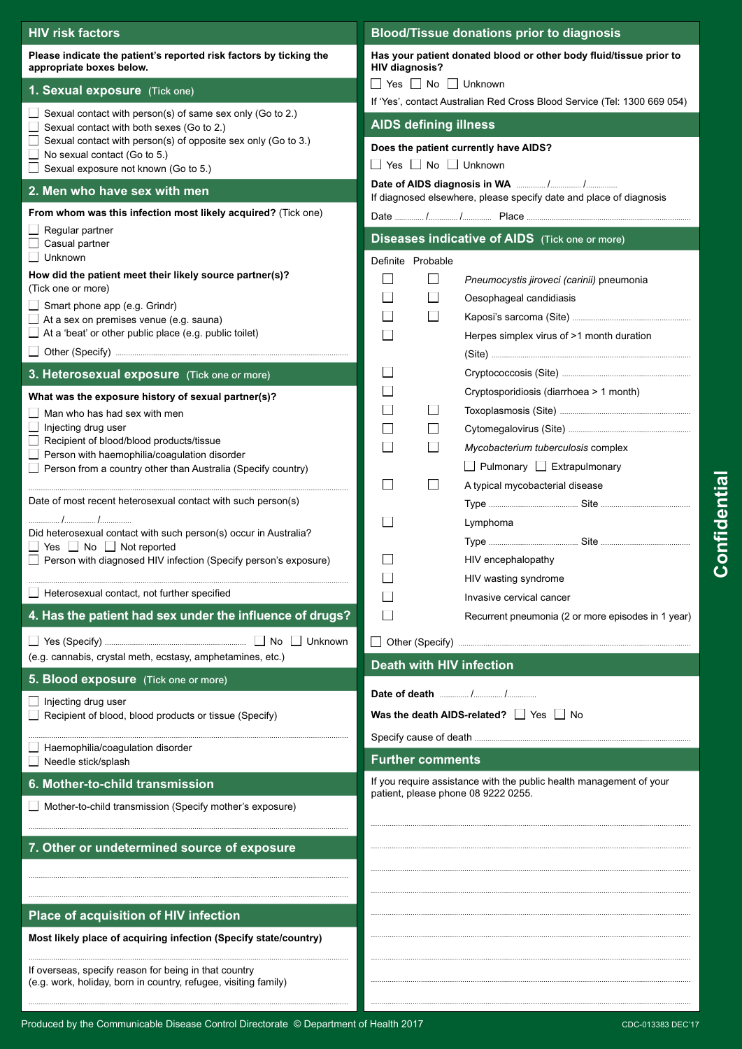## HIV risk factors

**Please indicate the patient's reported risk factors by ticking the appropriate boxes below.**

### 1. Sexual exposure (Tick one)

- ☐ Sexual contact with person(s) of same sex only (Go to 2.)
- ☐ Sexual contact with both sexes (Go to 2.)
- ☐ Sexual contact with person(s) of opposite sex only (Go to 3.)
- ☐ No sexual contact (Go to 5.)
- ☐ Sexual exposure not known (Go to 5.)

### 2. Men who have sex with men

**From whom was this infection most likely acquired?** (Tick one)

- ☐ Regular partner
- ☐ Casual partner
- ☐ Unknown

**How did the patient meet their likely source partner(s)?** (Tick one or more)

- ☐ Smart phone app (e.g. Grindr)
- ☐ At a sex on premises venue (e.g. sauna)
- ☐ At a 'beat' or other public place (e.g. public toilet)
- ☐ Other (Specify) ..............................

### 3. Heterosexual exposure (Tick one or more)

**What was the exposure history of sexual partner(s)?**

- ☐ Man who has had sex with men
- ☐ Injecting drug user
- ☐ Recipient of blood/blood products/tissue
- ☐ Person with haemophilia/coagulation disorder
- ☐ Person from a country other than Australia (Specify country)

..............................

Date of most recent heterosexual contact with such person(s)

........ /........ /........

Did heterosexual contact with such person(s) occur in Australia?

☐ Yes ☐ No ☐ Not reported

- ☐ Person with diagnosed HIV infection (Specify person's exposure)

..............................

- ☐ Heterosexual contact, not further specified

### 4. Has the patient had sex under the influence of drugs?

☐ Yes (Specify) .............................. ☐ No ☐ Unknown

(e.g. cannabis, crystal meth, ecstasy, amphetamines, etc.)

### 5. Blood exposure (Tick one or more)

- ☐ Injecting drug user
- ☐ Recipient of blood, blood products or tissue (Specify)

..............................

- ☐ Haemophilia/coagulation disorder
- ☐ Needle stick/splash

### 6. Mother-to-child transmission

- ☐ Mother-to-child transmission (Specify mother's exposure)

..............................

### 7. Other or undetermined source of exposure

..............................

..............................

## Place of acquisition of HIV infection

**Most likely place of acquiring infection (Specify state/country)**

..............................

If overseas, specify reason for being in that country
(e.g. work, holiday, born in country, refugee, visiting family)

..............................

## Blood/Tissue donations prior to diagnosis

**Has your patient donated blood or other body fluid/tissue prior to HIV diagnosis?**

☐ Yes ☐ No ☐ Unknown

If 'Yes', contact Australian Red Cross Blood Service (Tel: 1300 669 054)

## AIDS defining illness

**Does the patient currently have AIDS?**

☐ Yes ☐ No ☐ Unknown

**Date of AIDS diagnosis in WA** ........ /........ /........

If diagnosed elsewhere, please specify date and place of diagnosis

Date ........ /........ /........ Place ..............................

## Diseases indicative of AIDS (Tick one or more)

| Definite | Probable | |
|---|---|---|
| ☐ | ☐ | *Pneumocystis jiroveci (carinii)* pneumonia |
| ☐ | ☐ | Oesophageal candidiasis |
| ☐ | ☐ | Kaposi's sarcoma (Site) .................. |
| ☐ | | Herpes simplex virus of >1 month duration (Site) .................. |
| ☐ | | Cryptococcosis (Site) .................. |
| ☐ | | Cryptosporidiosis (diarrhoea > 1 month) |
| ☐ | ☐ | Toxoplasmosis (Site) .................. |
| ☐ | ☐ | Cytomegalovirus (Site) .................. |
| ☐ | ☐ | *Mycobacterium tuberculosis* complex ☐ Pulmonary ☐ Extrapulmonary |
| ☐ | ☐ | A typical mycobacterial disease Type .................. Site .................. |
| ☐ | | Lymphoma Type .................. Site .................. |
| ☐ | | HIV encephalopathy |
| ☐ | | HIV wasting syndrome |
| ☐ | | Invasive cervical cancer |
| ☐ | | Recurrent pneumonia (2 or more episodes in 1 year) |

☐ Other (Specify) ..............................

## Death with HIV infection

**Date of death** ........ /........ /........

**Was the death AIDS-related?** ☐ Yes ☐ No

Specify cause of death ..............................

## Further comments

If you require assistance with the public health management of your patient, please phone 08 9222 0255.

..............................

..............................

..............................

..............................

..............................

..............................

..............................

..............................

..............................

**Confidential**

Produced by the Communicable Disease Control Directorate © Department of Health 2017

CDC-013383 DEC'17